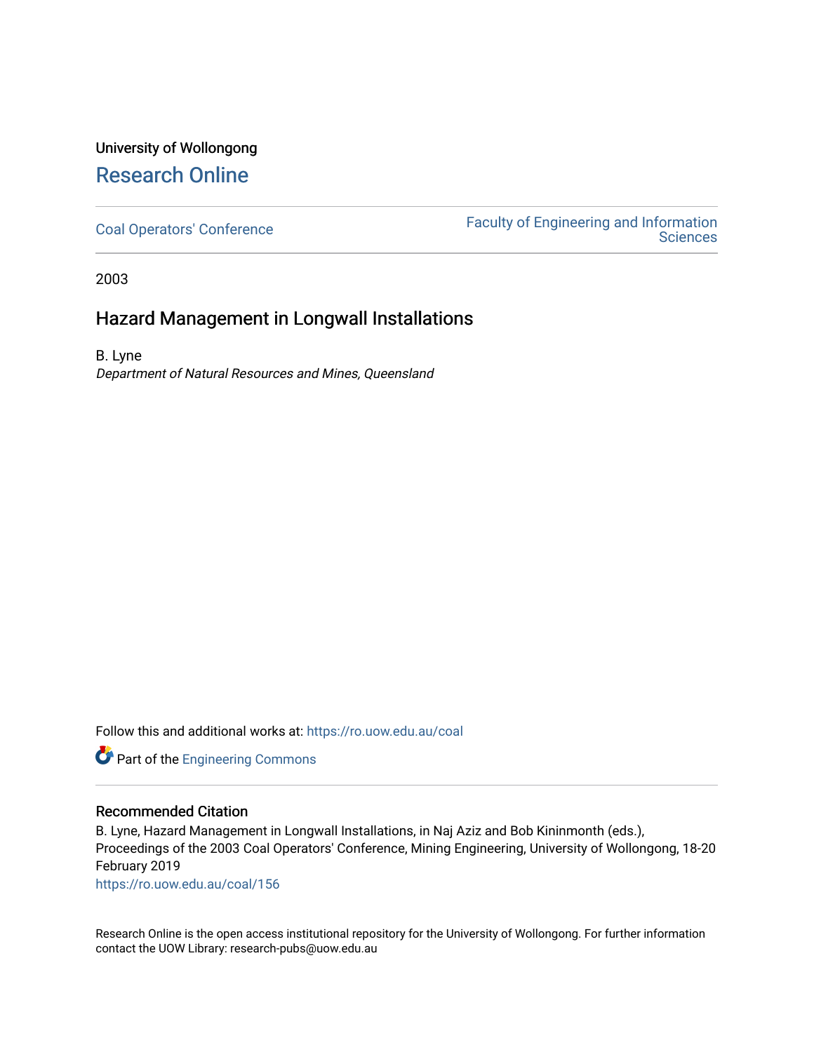University of Wollongong

# Research Online

Coal Operators' Conference | Faculty of Engineering and Information Sciences

2003

## Hazard Management in Longwall Installations

B. Lyne

*Department of Natural Resources and Mines, Queensland*

Follow this and additional works at: https://ro.uow.edu.au/coal

Part of the Engineering Commons

### Recommended Citation

B. Lyne, Hazard Management in Longwall Installations, in Naj Aziz and Bob Kininmonth (eds.), Proceedings of the 2003 Coal Operators' Conference, Mining Engineering, University of Wollongong, 18-20 February 2019

https://ro.uow.edu.au/coal/156

Research Online is the open access institutional repository for the University of Wollongong. For further information contact the UOW Library: research-pubs@uow.edu.au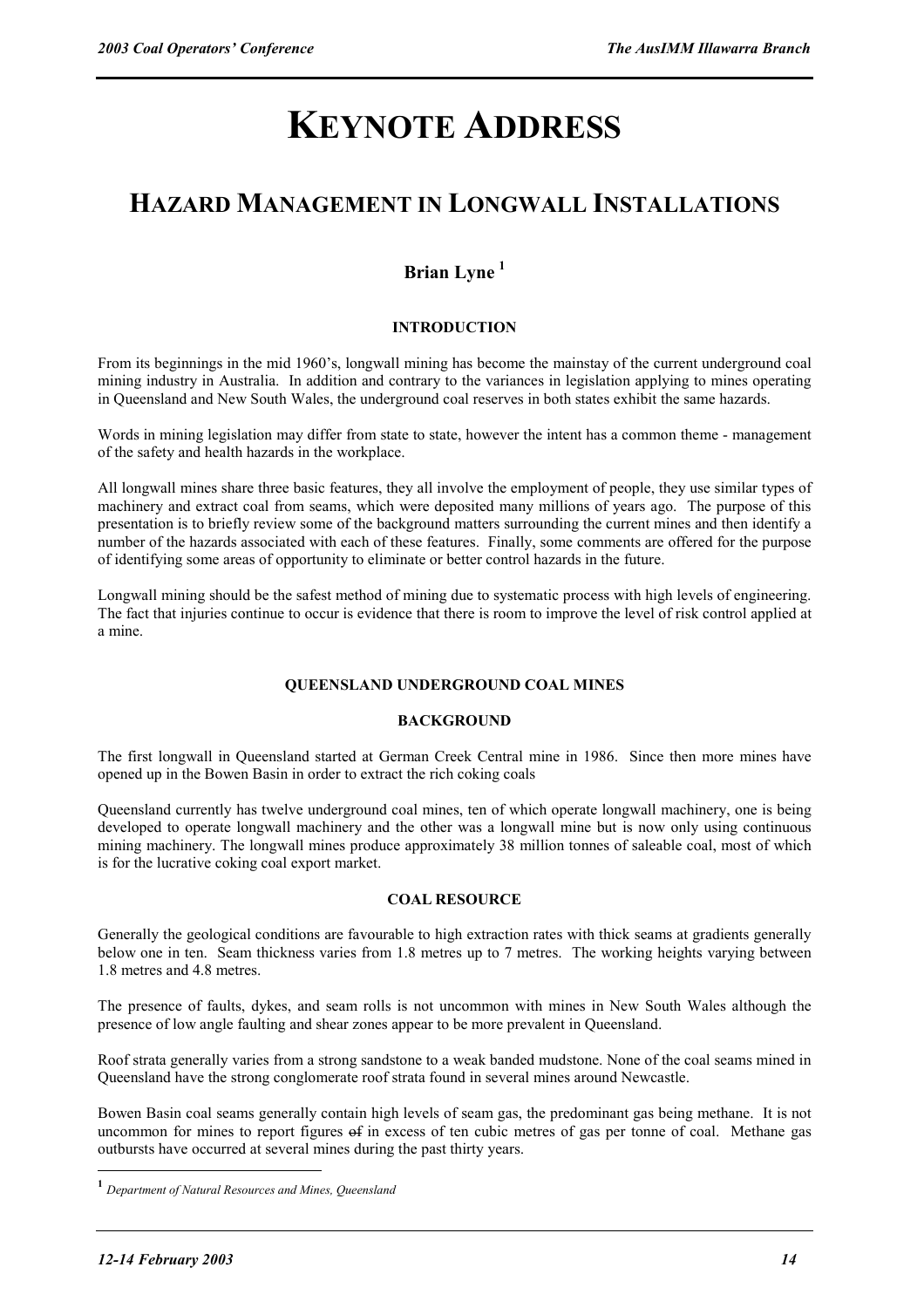# KEYNOTE ADDRESS

## HAZARD MANAGEMENT IN LONGWALL INSTALLATIONS

### Brian Lyne [1]

#### INTRODUCTION

From its beginnings in the mid 1960's, longwall mining has become the mainstay of the current underground coal mining industry in Australia. In addition and contrary to the variances in legislation applying to mines operating in Queensland and New South Wales, the underground coal reserves in both states exhibit the same hazards.

Words in mining legislation may differ from state to state, however the intent has a common theme - management of the safety and health hazards in the workplace.

All longwall mines share three basic features, they all involve the employment of people, they use similar types of machinery and extract coal from seams, which were deposited many millions of years ago. The purpose of this presentation is to briefly review some of the background matters surrounding the current mines and then identify a number of the hazards associated with each of these features. Finally, some comments are offered for the purpose of identifying some areas of opportunity to eliminate or better control hazards in the future.

Longwall mining should be the safest method of mining due to systematic process with high levels of engineering. The fact that injuries continue to occur is evidence that there is room to improve the level of risk control applied at a mine.

#### QUEENSLAND UNDERGROUND COAL MINES

#### BACKGROUND

The first longwall in Queensland started at German Creek Central mine in 1986. Since then more mines have opened up in the Bowen Basin in order to extract the rich coking coals

Queensland currently has twelve underground coal mines, ten of which operate longwall machinery, one is being developed to operate longwall machinery and the other was a longwall mine but is now only using continuous mining machinery. The longwall mines produce approximately 38 million tonnes of saleable coal, most of which is for the lucrative coking coal export market.

#### COAL RESOURCE

Generally the geological conditions are favourable to high extraction rates with thick seams at gradients generally below one in ten. Seam thickness varies from 1.8 metres up to 7 metres. The working heights varying between 1.8 metres and 4.8 metres.

The presence of faults, dykes, and seam rolls is not uncommon with mines in New South Wales although the presence of low angle faulting and shear zones appear to be more prevalent in Queensland.

Roof strata generally varies from a strong sandstone to a weak banded mudstone. None of the coal seams mined in Queensland have the strong conglomerate roof strata found in several mines around Newcastle.

Bowen Basin coal seams generally contain high levels of seam gas, the predominant gas being methane. It is not uncommon for mines to report figures ~~of~~ in excess of ten cubic metres of gas per tonne of coal. Methane gas outbursts have occurred at several mines during the past thirty years.

---

[1] *Department of Natural Resources and Mines, Queensland*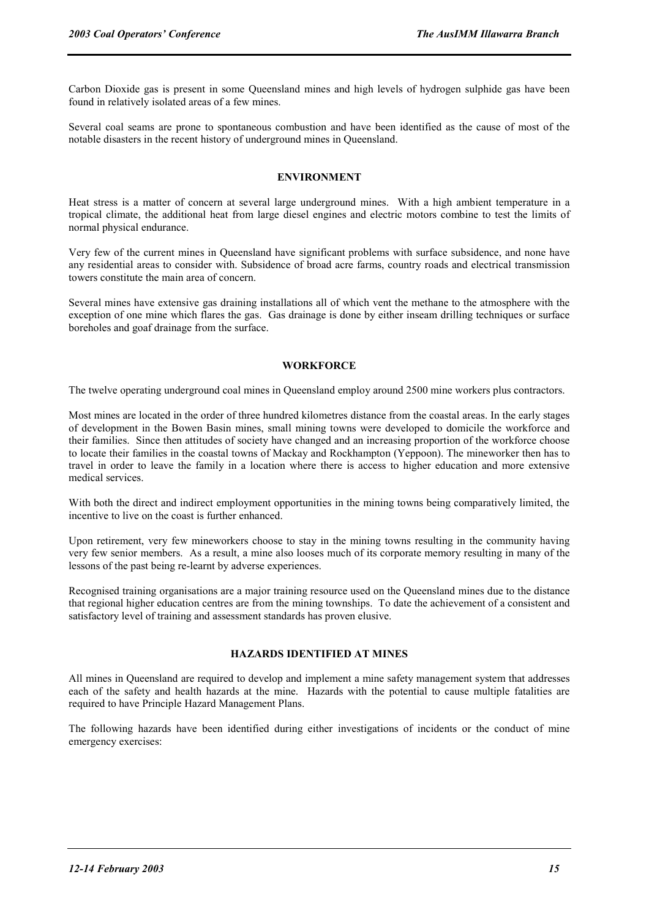Carbon Dioxide gas is present in some Queensland mines and high levels of hydrogen sulphide gas have been found in relatively isolated areas of a few mines.

Several coal seams are prone to spontaneous combustion and have been identified as the cause of most of the notable disasters in the recent history of underground mines in Queensland.

## ENVIRONMENT

Heat stress is a matter of concern at several large underground mines. With a high ambient temperature in a tropical climate, the additional heat from large diesel engines and electric motors combine to test the limits of normal physical endurance.

Very few of the current mines in Queensland have significant problems with surface subsidence, and none have any residential areas to consider with. Subsidence of broad acre farms, country roads and electrical transmission towers constitute the main area of concern.

Several mines have extensive gas draining installations all of which vent the methane to the atmosphere with the exception of one mine which flares the gas. Gas drainage is done by either inseam drilling techniques or surface boreholes and goaf drainage from the surface.

## WORKFORCE

The twelve operating underground coal mines in Queensland employ around 2500 mine workers plus contractors.

Most mines are located in the order of three hundred kilometres distance from the coastal areas. In the early stages of development in the Bowen Basin mines, small mining towns were developed to domicile the workforce and their families. Since then attitudes of society have changed and an increasing proportion of the workforce choose to locate their families in the coastal towns of Mackay and Rockhampton (Yeppoon). The mineworker then has to travel in order to leave the family in a location where there is access to higher education and more extensive medical services.

With both the direct and indirect employment opportunities in the mining towns being comparatively limited, the incentive to live on the coast is further enhanced.

Upon retirement, very few mineworkers choose to stay in the mining towns resulting in the community having very few senior members. As a result, a mine also looses much of its corporate memory resulting in many of the lessons of the past being re-learnt by adverse experiences.

Recognised training organisations are a major training resource used on the Queensland mines due to the distance that regional higher education centres are from the mining townships. To date the achievement of a consistent and satisfactory level of training and assessment standards has proven elusive.

## HAZARDS IDENTIFIED AT MINES

All mines in Queensland are required to develop and implement a mine safety management system that addresses each of the safety and health hazards at the mine. Hazards with the potential to cause multiple fatalities are required to have Principle Hazard Management Plans.

The following hazards have been identified during either investigations of incidents or the conduct of mine emergency exercises: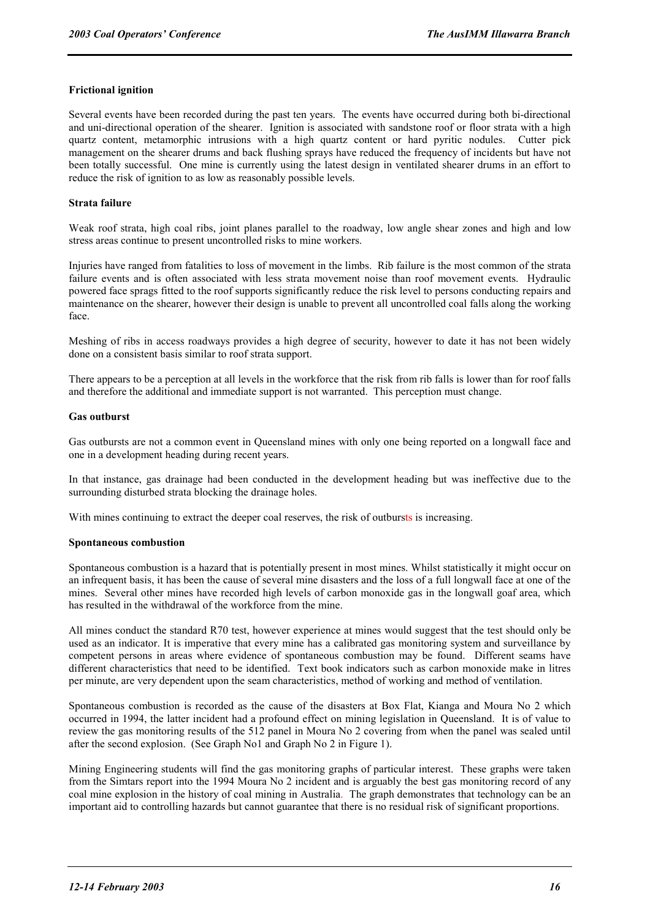**Frictional ignition**

Several events have been recorded during the past ten years. The events have occurred during both bi-directional and uni-directional operation of the shearer. Ignition is associated with sandstone roof or floor strata with a high quartz content, metamorphic intrusions with a high quartz content or hard pyritic nodules. Cutter pick management on the shearer drums and back flushing sprays have reduced the frequency of incidents but have not been totally successful. One mine is currently using the latest design in ventilated shearer drums in an effort to reduce the risk of ignition to as low as reasonably possible levels.

**Strata failure**

Weak roof strata, high coal ribs, joint planes parallel to the roadway, low angle shear zones and high and low stress areas continue to present uncontrolled risks to mine workers.

Injuries have ranged from fatalities to loss of movement in the limbs. Rib failure is the most common of the strata failure events and is often associated with less strata movement noise than roof movement events. Hydraulic powered face sprags fitted to the roof supports significantly reduce the risk level to persons conducting repairs and maintenance on the shearer, however their design is unable to prevent all uncontrolled coal falls along the working face.

Meshing of ribs in access roadways provides a high degree of security, however to date it has not been widely done on a consistent basis similar to roof strata support.

There appears to be a perception at all levels in the workforce that the risk from rib falls is lower than for roof falls and therefore the additional and immediate support is not warranted. This perception must change.

**Gas outburst**

Gas outbursts are not a common event in Queensland mines with only one being reported on a longwall face and one in a development heading during recent years.

In that instance, gas drainage had been conducted in the development heading but was ineffective due to the surrounding disturbed strata blocking the drainage holes.

With mines continuing to extract the deeper coal reserves, the risk of outbursts is increasing.

**Spontaneous combustion**

Spontaneous combustion is a hazard that is potentially present in most mines. Whilst statistically it might occur on an infrequent basis, it has been the cause of several mine disasters and the loss of a full longwall face at one of the mines. Several other mines have recorded high levels of carbon monoxide gas in the longwall goaf area, which has resulted in the withdrawal of the workforce from the mine.

All mines conduct the standard R70 test, however experience at mines would suggest that the test should only be used as an indicator. It is imperative that every mine has a calibrated gas monitoring system and surveillance by competent persons in areas where evidence of spontaneous combustion may be found. Different seams have different characteristics that need to be identified. Text book indicators such as carbon monoxide make in litres per minute, are very dependent upon the seam characteristics, method of working and method of ventilation.

Spontaneous combustion is recorded as the cause of the disasters at Box Flat, Kianga and Moura No 2 which occurred in 1994, the latter incident had a profound effect on mining legislation in Queensland. It is of value to review the gas monitoring results of the 512 panel in Moura No 2 covering from when the panel was sealed until after the second explosion. (See Graph No1 and Graph No 2 in Figure 1).

Mining Engineering students will find the gas monitoring graphs of particular interest. These graphs were taken from the Simtars report into the 1994 Moura No 2 incident and is arguably the best gas monitoring record of any coal mine explosion in the history of coal mining in Australia. The graph demonstrates that technology can be an important aid to controlling hazards but cannot guarantee that there is no residual risk of significant proportions.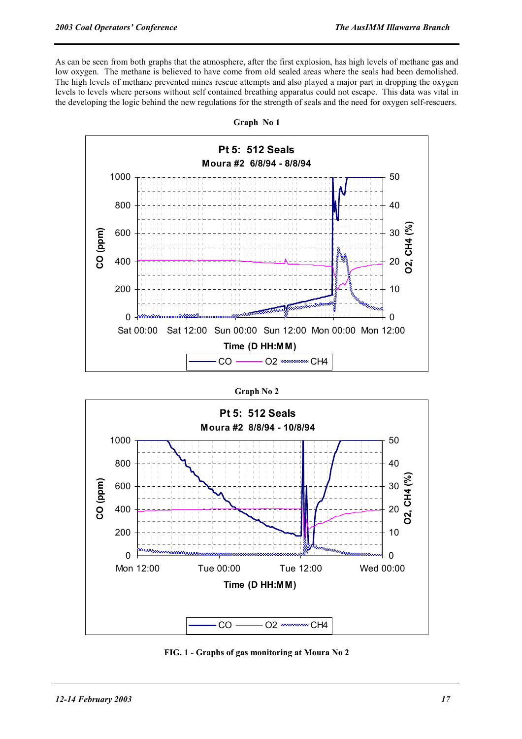As can be seen from both graphs that the atmosphere, after the first explosion, has high levels of methane gas and low oxygen. The methane is believed to have come from old sealed areas where the seals had been demolished. The high levels of methane prevented mines rescue attempts and also played a major part in dropping the oxygen levels to levels where persons without self contained breathing apparatus could not escape. This data was vital in the developing the logic behind the new regulations for the strength of seals and the need for oxygen self-rescuers.

**Graph No 1**

**Graph No 2**

**FIG. 1 - Graphs of gas monitoring at Moura No 2**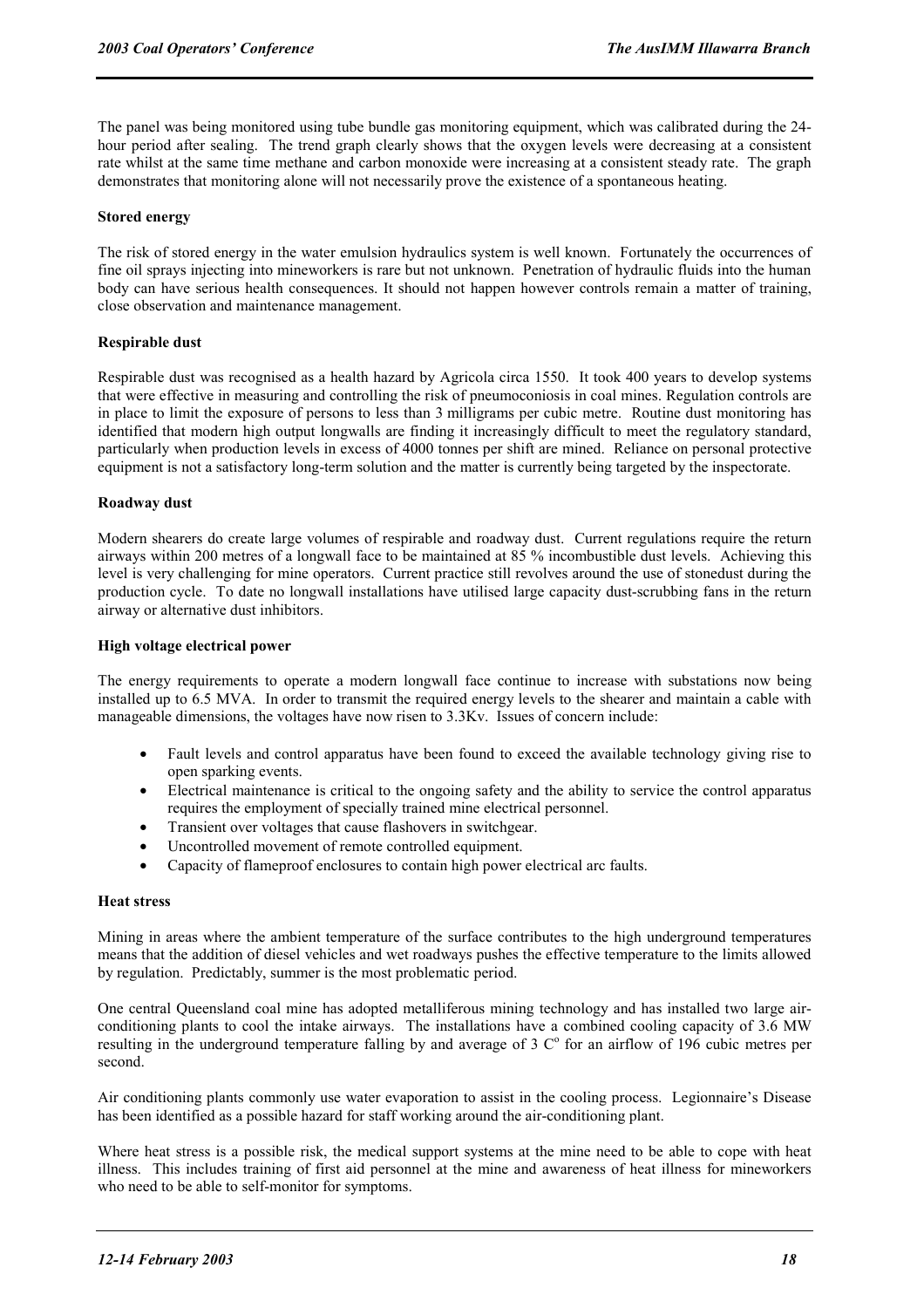The panel was being monitored using tube bundle gas monitoring equipment, which was calibrated during the 24-hour period after sealing. The trend graph clearly shows that the oxygen levels were decreasing at a consistent rate whilst at the same time methane and carbon monoxide were increasing at a consistent steady rate. The graph demonstrates that monitoring alone will not necessarily prove the existence of a spontaneous heating.

**Stored energy**

The risk of stored energy in the water emulsion hydraulics system is well known. Fortunately the occurrences of fine oil sprays injecting into mineworkers is rare but not unknown. Penetration of hydraulic fluids into the human body can have serious health consequences. It should not happen however controls remain a matter of training, close observation and maintenance management.

**Respirable dust**

Respirable dust was recognised as a health hazard by Agricola circa 1550. It took 400 years to develop systems that were effective in measuring and controlling the risk of pneumoconiosis in coal mines. Regulation controls are in place to limit the exposure of persons to less than 3 milligrams per cubic metre. Routine dust monitoring has identified that modern high output longwalls are finding it increasingly difficult to meet the regulatory standard, particularly when production levels in excess of 4000 tonnes per shift are mined. Reliance on personal protective equipment is not a satisfactory long-term solution and the matter is currently being targeted by the inspectorate.

**Roadway dust**

Modern shearers do create large volumes of respirable and roadway dust. Current regulations require the return airways within 200 metres of a longwall face to be maintained at 85 % incombustible dust levels. Achieving this level is very challenging for mine operators. Current practice still revolves around the use of stonedust during the production cycle. To date no longwall installations have utilised large capacity dust-scrubbing fans in the return airway or alternative dust inhibitors.

**High voltage electrical power**

The energy requirements to operate a modern longwall face continue to increase with substations now being installed up to 6.5 MVA. In order to transmit the required energy levels to the shearer and maintain a cable with manageable dimensions, the voltages have now risen to 3.3Kv. Issues of concern include:

- Fault levels and control apparatus have been found to exceed the available technology giving rise to open sparking events.
- Electrical maintenance is critical to the ongoing safety and the ability to service the control apparatus requires the employment of specially trained mine electrical personnel.
- Transient over voltages that cause flashovers in switchgear.
- Uncontrolled movement of remote controlled equipment.
- Capacity of flameproof enclosures to contain high power electrical arc faults.

**Heat stress**

Mining in areas where the ambient temperature of the surface contributes to the high underground temperatures means that the addition of diesel vehicles and wet roadways pushes the effective temperature to the limits allowed by regulation. Predictably, summer is the most problematic period.

One central Queensland coal mine has adopted metalliferous mining technology and has installed two large air-conditioning plants to cool the intake airways. The installations have a combined cooling capacity of 3.6 MW resulting in the underground temperature falling by and average of 3 $C^{o}$ for an airflow of 196 cubic metres per second.

Air conditioning plants commonly use water evaporation to assist in the cooling process. Legionnaire's Disease has been identified as a possible hazard for staff working around the air-conditioning plant.

Where heat stress is a possible risk, the medical support systems at the mine need to be able to cope with heat illness. This includes training of first aid personnel at the mine and awareness of heat illness for mineworkers who need to be able to self-monitor for symptoms.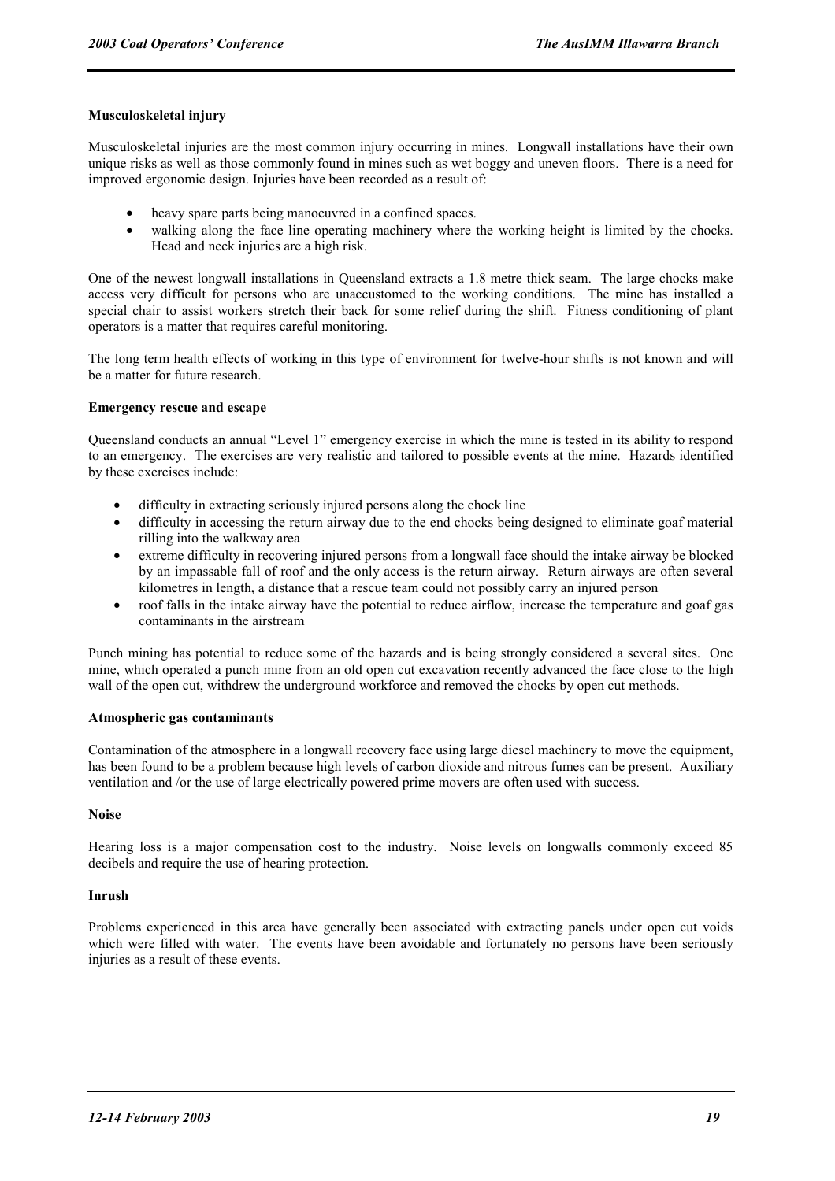### Musculoskeletal injury

Musculoskeletal injuries are the most common injury occurring in mines. Longwall installations have their own unique risks as well as those commonly found in mines such as wet boggy and uneven floors. There is a need for improved ergonomic design. Injuries have been recorded as a result of:

- heavy spare parts being manoeuvred in a confined spaces.
- walking along the face line operating machinery where the working height is limited by the chocks. Head and neck injuries are a high risk.

One of the newest longwall installations in Queensland extracts a 1.8 metre thick seam. The large chocks make access very difficult for persons who are unaccustomed to the working conditions. The mine has installed a special chair to assist workers stretch their back for some relief during the shift. Fitness conditioning of plant operators is a matter that requires careful monitoring.

The long term health effects of working in this type of environment for twelve-hour shifts is not known and will be a matter for future research.

### Emergency rescue and escape

Queensland conducts an annual "Level 1" emergency exercise in which the mine is tested in its ability to respond to an emergency. The exercises are very realistic and tailored to possible events at the mine. Hazards identified by these exercises include:

- difficulty in extracting seriously injured persons along the chock line
- difficulty in accessing the return airway due to the end chocks being designed to eliminate goaf material rilling into the walkway area
- extreme difficulty in recovering injured persons from a longwall face should the intake airway be blocked by an impassable fall of roof and the only access is the return airway. Return airways are often several kilometres in length, a distance that a rescue team could not possibly carry an injured person
- roof falls in the intake airway have the potential to reduce airflow, increase the temperature and goaf gas contaminants in the airstream

Punch mining has potential to reduce some of the hazards and is being strongly considered a several sites. One mine, which operated a punch mine from an old open cut excavation recently advanced the face close to the high wall of the open cut, withdrew the underground workforce and removed the chocks by open cut methods.

### Atmospheric gas contaminants

Contamination of the atmosphere in a longwall recovery face using large diesel machinery to move the equipment, has been found to be a problem because high levels of carbon dioxide and nitrous fumes can be present. Auxiliary ventilation and /or the use of large electrically powered prime movers are often used with success.

### Noise

Hearing loss is a major compensation cost to the industry. Noise levels on longwalls commonly exceed 85 decibels and require the use of hearing protection.

### Inrush

Problems experienced in this area have generally been associated with extracting panels under open cut voids which were filled with water. The events have been avoidable and fortunately no persons have been seriously injuries as a result of these events.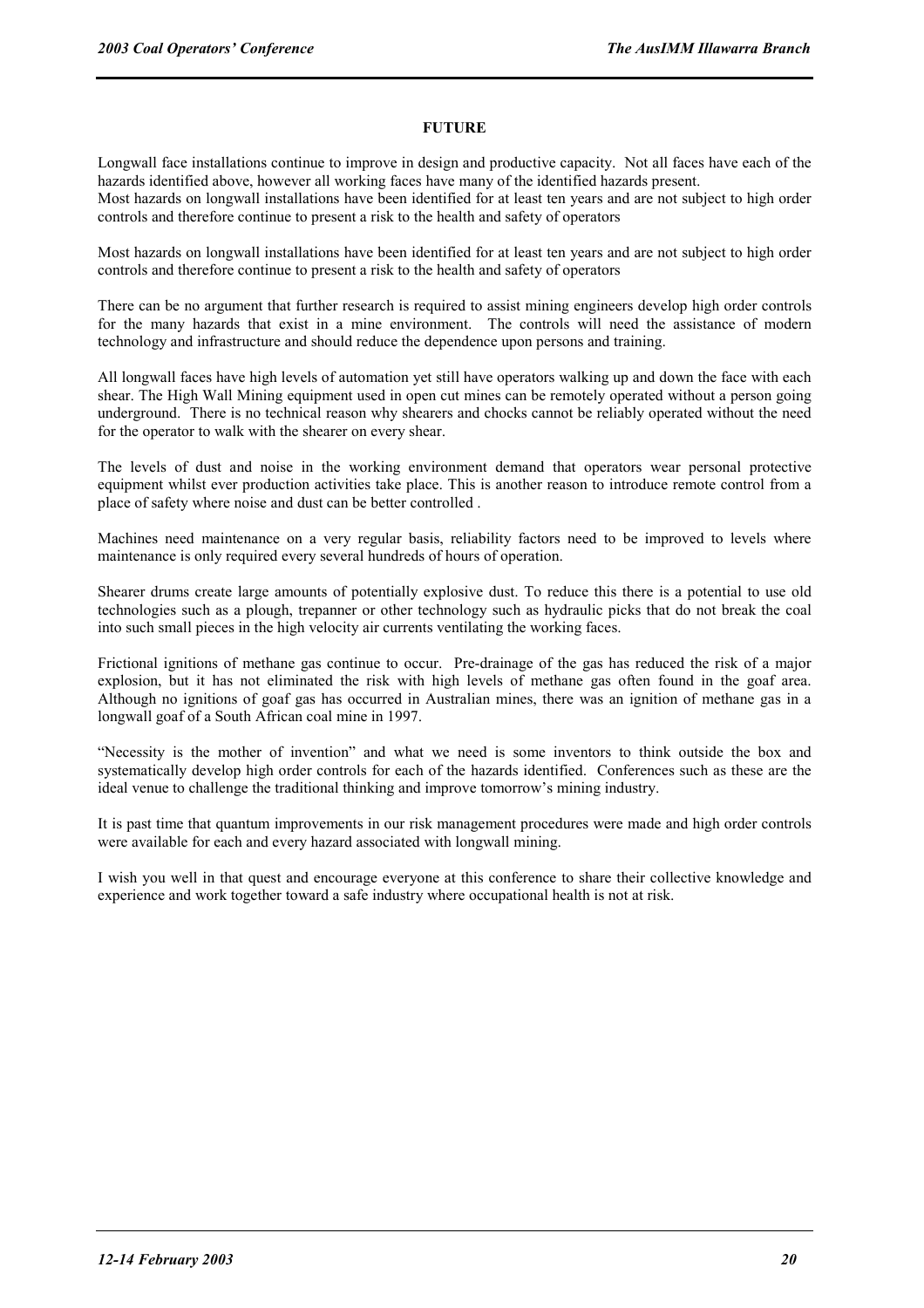## FUTURE

Longwall face installations continue to improve in design and productive capacity. Not all faces have each of the hazards identified above, however all working faces have many of the identified hazards present.
Most hazards on longwall installations have been identified for at least ten years and are not subject to high order controls and therefore continue to present a risk to the health and safety of operators

Most hazards on longwall installations have been identified for at least ten years and are not subject to high order controls and therefore continue to present a risk to the health and safety of operators

There can be no argument that further research is required to assist mining engineers develop high order controls for the many hazards that exist in a mine environment. The controls will need the assistance of modern technology and infrastructure and should reduce the dependence upon persons and training.

All longwall faces have high levels of automation yet still have operators walking up and down the face with each shear. The High Wall Mining equipment used in open cut mines can be remotely operated without a person going underground. There is no technical reason why shearers and chocks cannot be reliably operated without the need for the operator to walk with the shearer on every shear.

The levels of dust and noise in the working environment demand that operators wear personal protective equipment whilst ever production activities take place. This is another reason to introduce remote control from a place of safety where noise and dust can be better controlled .

Machines need maintenance on a very regular basis, reliability factors need to be improved to levels where maintenance is only required every several hundreds of hours of operation.

Shearer drums create large amounts of potentially explosive dust. To reduce this there is a potential to use old technologies such as a plough, trepanner or other technology such as hydraulic picks that do not break the coal into such small pieces in the high velocity air currents ventilating the working faces.

Frictional ignitions of methane gas continue to occur. Pre-drainage of the gas has reduced the risk of a major explosion, but it has not eliminated the risk with high levels of methane gas often found in the goaf area. Although no ignitions of goaf gas has occurred in Australian mines, there was an ignition of methane gas in a longwall goaf of a South African coal mine in 1997.

"Necessity is the mother of invention" and what we need is some inventors to think outside the box and systematically develop high order controls for each of the hazards identified. Conferences such as these are the ideal venue to challenge the traditional thinking and improve tomorrow's mining industry.

It is past time that quantum improvements in our risk management procedures were made and high order controls were available for each and every hazard associated with longwall mining.

I wish you well in that quest and encourage everyone at this conference to share their collective knowledge and experience and work together toward a safe industry where occupational health is not at risk.